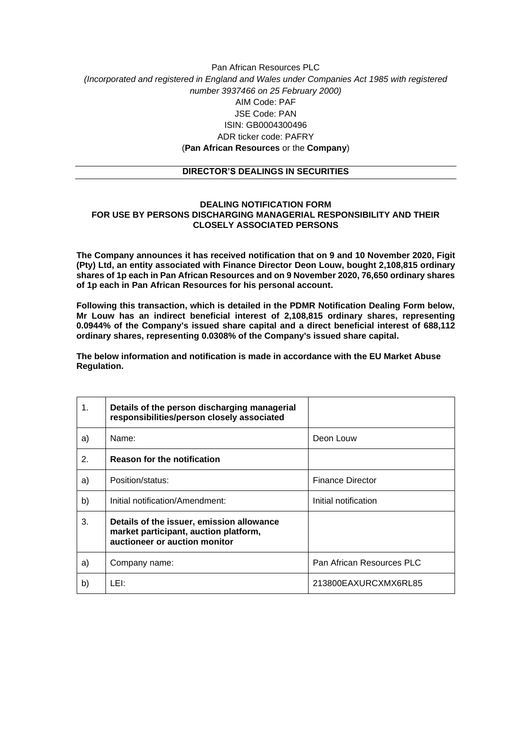Pan African Resources PLC

*(Incorporated and registered in England and Wales under Companies Act 1985 with registered number 3937466 on 25 February 2000)*

AIM Code: PAF

JSE Code: PAN

ISIN: GB0004300496

ADR ticker code: PAFRY

(**Pan African Resources** or the **Company**)

## DIRECTOR'S DEALINGS IN SECURITIES

### DEALING NOTIFICATION FORM
### FOR USE BY PERSONS DISCHARGING MANAGERIAL RESPONSIBILITY AND THEIR CLOSELY ASSOCIATED PERSONS

**The Company announces it has received notification that on 9 and 10 November 2020, Figit (Pty) Ltd, an entity associated with Finance Director Deon Louw, bought 2,108,815 ordinary shares of 1p each in Pan African Resources and on 9 November 2020, 76,650 ordinary shares of 1p each in Pan African Resources for his personal account.**

**Following this transaction, which is detailed in the PDMR Notification Dealing Form below, Mr Louw has an indirect beneficial interest of 2,108,815 ordinary shares, representing 0.0944% of the Company's issued share capital and a direct beneficial interest of 688,112 ordinary shares, representing 0.0308% of the Company's issued share capital.**

**The below information and notification is made in accordance with the EU Market Abuse Regulation.**

| | | |
|---|---|---|
| 1. | **Details of the person discharging managerial responsibilities/person closely associated** | |
| a) | Name: | Deon Louw |
| 2. | **Reason for the notification** | |
| a) | Position/status: | Finance Director |
| b) | Initial notification/Amendment: | Initial notification |
| 3. | **Details of the issuer, emission allowance market participant, auction platform, auctioneer or auction monitor** | |
| a) | Company name: | Pan African Resources PLC |
| b) | LEI: | 213800EAXURCXMX6RL85 |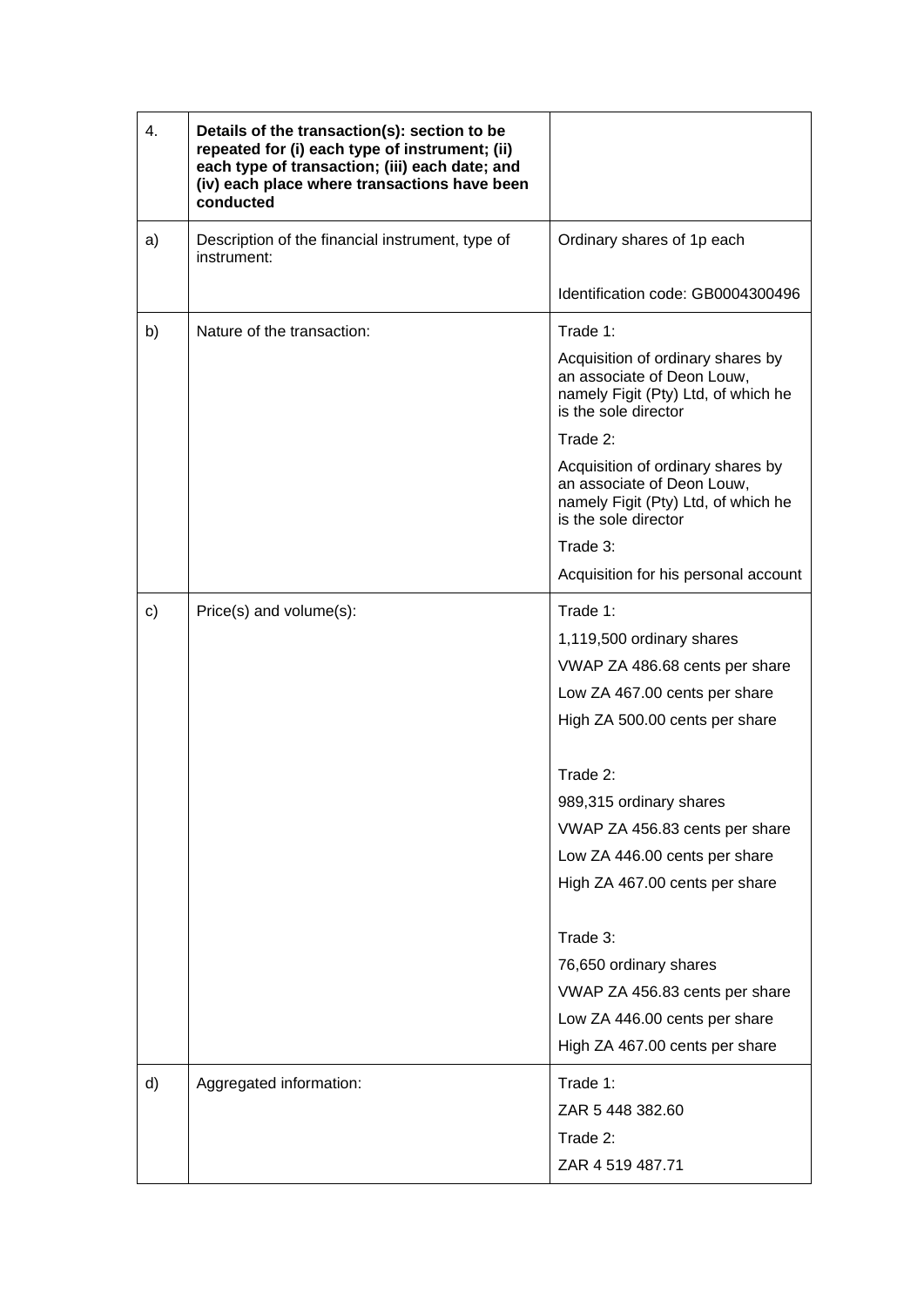| | | |
|---|---|---|
| 4. | **Details of the transaction(s): section to be repeated for (i) each type of instrument; (ii) each type of transaction; (iii) each date; and (iv) each place where transactions have been conducted** | |
| a) | Description of the financial instrument, type of instrument: | Ordinary shares of 1p each<br><br>Identification code: GB0004300496 |
| b) | Nature of the transaction: | Trade 1:<br>Acquisition of ordinary shares by an associate of Deon Louw, namely Figit (Pty) Ltd, of which he is the sole director<br>Trade 2:<br>Acquisition of ordinary shares by an associate of Deon Louw, namely Figit (Pty) Ltd, of which he is the sole director<br>Trade 3:<br>Acquisition for his personal account |
| c) | Price(s) and volume(s): | Trade 1:<br>1,119,500 ordinary shares<br>VWAP ZA 486.68 cents per share<br>Low ZA 467.00 cents per share<br>High ZA 500.00 cents per share<br><br>Trade 2:<br>989,315 ordinary shares<br>VWAP ZA 456.83 cents per share<br>Low ZA 446.00 cents per share<br>High ZA 467.00 cents per share<br><br>Trade 3:<br>76,650 ordinary shares<br>VWAP ZA 456.83 cents per share<br>Low ZA 446.00 cents per share<br>High ZA 467.00 cents per share |
| d) | Aggregated information: | Trade 1:<br>ZAR 5 448 382.60<br>Trade 2:<br>ZAR 4 519 487.71 |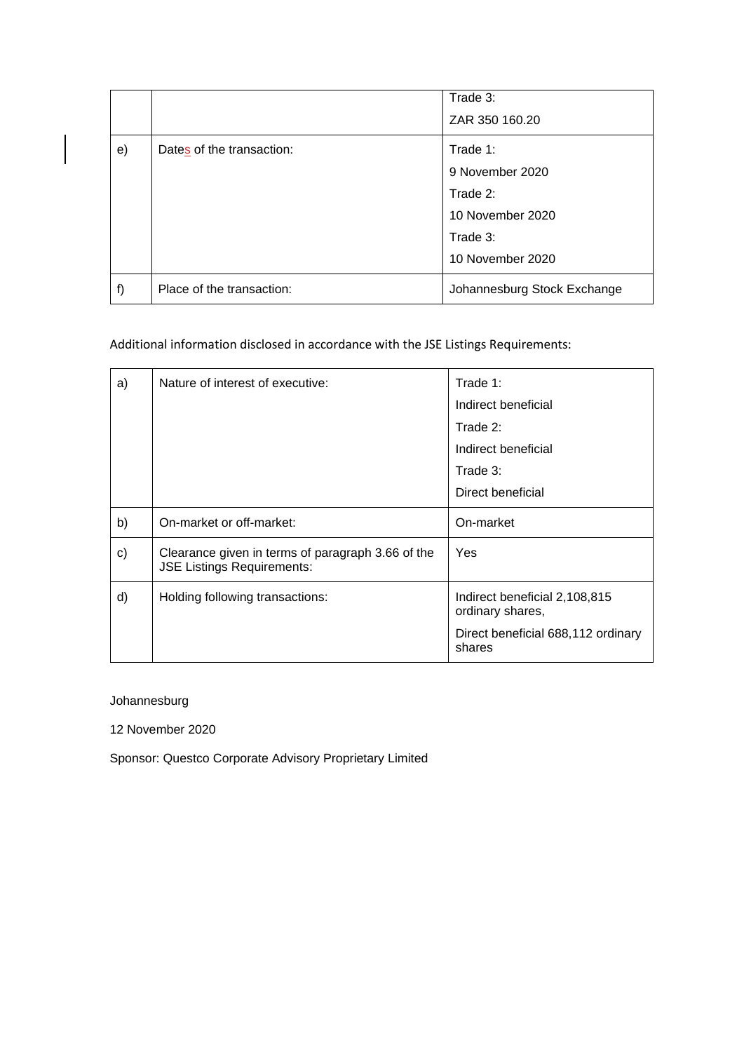| | | |
|---|---|---|
| | | Trade 3:<br>ZAR 350 160.20 |
| e) | Dates of the transaction: | Trade 1:<br>9 November 2020<br>Trade 2:<br>10 November 2020<br>Trade 3:<br>10 November 2020 |
| f) | Place of the transaction: | Johannesburg Stock Exchange |

Additional information disclosed in accordance with the JSE Listings Requirements:

| | | |
|---|---|---|
| a) | Nature of interest of executive: | Trade 1:<br>Indirect beneficial<br>Trade 2:<br>Indirect beneficial<br>Trade 3:<br>Direct beneficial |
| b) | On-market or off-market: | On-market |
| c) | Clearance given in terms of paragraph 3.66 of the JSE Listings Requirements: | Yes |
| d) | Holding following transactions: | Indirect beneficial 2,108,815 ordinary shares,<br>Direct beneficial 688,112 ordinary shares |

Johannesburg

12 November 2020

Sponsor: Questco Corporate Advisory Proprietary Limited